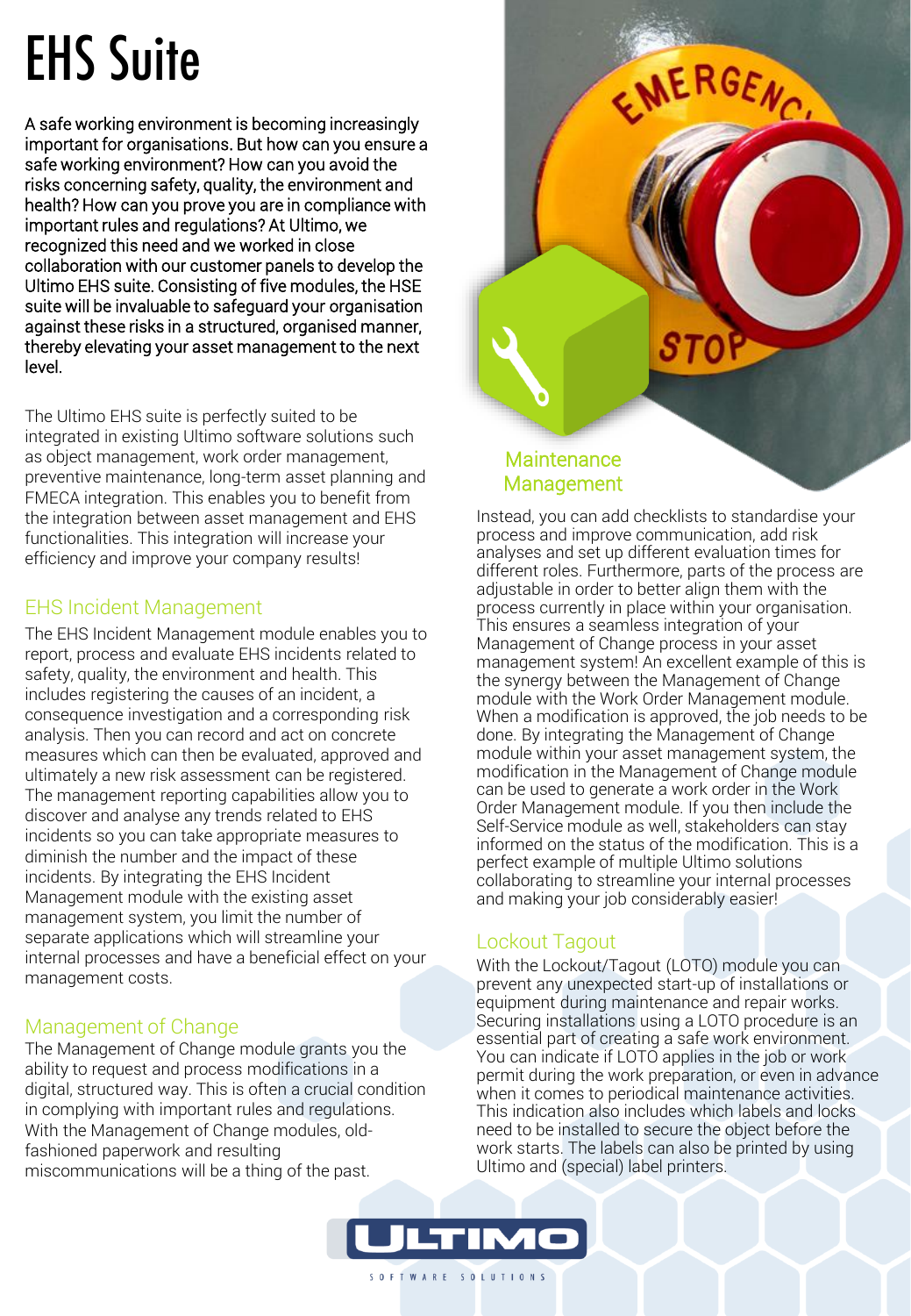# EHS Suite

A safe working environment is becoming increasingly important for organisations. But how can you ensure a safe working environment? How can you avoid the risks concerning safety, quality, the environment and health? How can you prove you are in compliance with important rules and regulations? At Ultimo, we recognized this need and we worked in close collaboration with our customer panels to develop the Ultimo EHS suite. Consisting of five modules, the HSE suite will be invaluable to safeguard your organisation against these risks in a structured, organised manner, thereby elevating your asset management to the next level.

The Ultimo EHS suite is perfectly suited to be integrated in existing Ultimo software solutions such as object management, work order management, preventive maintenance, long-term asset planning and FMECA integration. This enables you to benefit from the integration between asset management and EHS functionalities. This integration will increase your efficiency and improve your company results!

## EHS Incident Management

The EHS Incident Management module enables you to report, process and evaluate EHS incidents related to safety, quality, the environment and health. This includes registering the causes of an incident, a consequence investigation and a corresponding risk analysis. Then you can record and act on concrete measures which can then be evaluated, approved and ultimately a new risk assessment can be registered. The management reporting capabilities allow you to discover and analyse any trends related to EHS incidents so you can take appropriate measures to diminish the number and the impact of these incidents. By integrating the EHS Incident Management module with the existing asset management system, you limit the number of separate applications which will streamline your internal processes and have a beneficial effect on your management costs.

## Management of Change

The Management of Change module grants you the ability to request and process modifications in a digital, structured way. This is often a crucial condition in complying with important rules and regulations. With the Management of Change modules, old-fashioned paperwork and resulting miscommunications will be a thing of the past.

Maintenance Management

Instead, you can add checklists to standardise your process and improve communication, add risk analyses and set up different evaluation times for different roles. Furthermore, parts of the process are adjustable in order to better align them with the process currently in place within your organisation. This ensures a seamless integration of your Management of Change process in your asset management system! An excellent example of this is the synergy between the Management of Change module with the Work Order Management module. When a modification is approved, the job needs to be done. By integrating the Management of Change module within your asset management system, the modification in the Management of Change module can be used to generate a work order in the Work Order Management module. If you then include the Self-Service module as well, stakeholders can stay informed on the status of the modification. This is a perfect example of multiple Ultimo solutions collaborating to streamline your internal processes and making your job considerably easier!

## Lockout Tagout

With the Lockout/Tagout (LOTO) module you can prevent any unexpected start-up of installations or equipment during maintenance and repair works. Securing installations using a LOTO procedure is an essential part of creating a safe work environment. You can indicate if LOTO applies in the job or work permit during the work preparation, or even in advance when it comes to periodical maintenance activities. This indication also includes which labels and locks need to be installed to secure the object before the work starts. The labels can also be printed by using Ultimo and (special) label printers.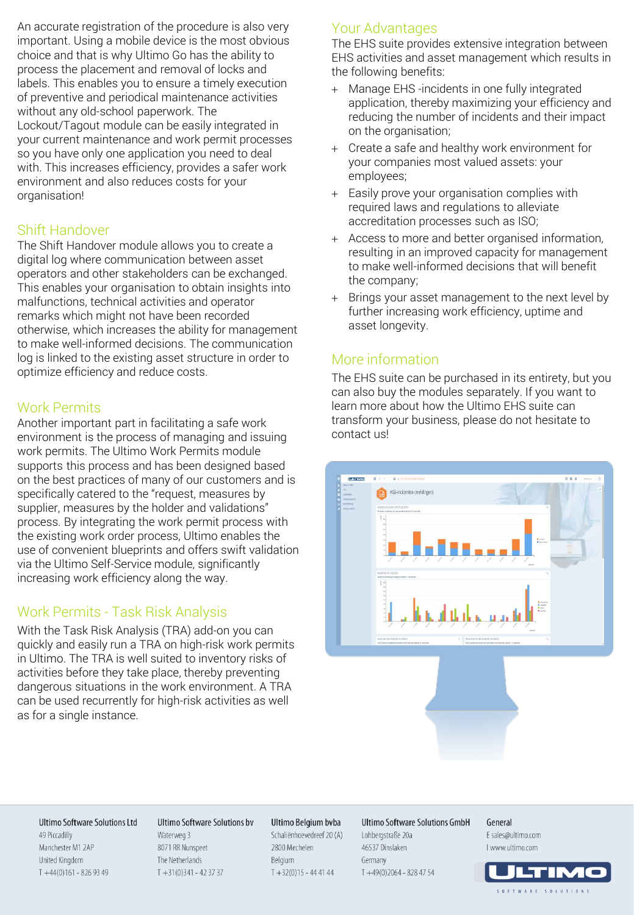An accurate registration of the procedure is also very important. Using a mobile device is the most obvious choice and that is why Ultimo Go has the ability to process the placement and removal of locks and labels. This enables you to ensure a timely execution of preventive and periodical maintenance activities without any old-school paperwork. The Lockout/Tagout module can be easily integrated in your current maintenance and work permit processes so you have only one application you need to deal with. This increases efficiency, provides a safer work environment and also reduces costs for your organisation!

## Shift Handover

The Shift Handover module allows you to create a digital log where communication between asset operators and other stakeholders can be exchanged. This enables your organisation to obtain insights into malfunctions, technical activities and operator remarks which might not have been recorded otherwise, which increases the ability for management to make well-informed decisions. The communication log is linked to the existing asset structure in order to optimize efficiency and reduce costs.

## Work Permits

Another important part in facilitating a safe work environment is the process of managing and issuing work permits. The Ultimo Work Permits module supports this process and has been designed based on the best practices of many of our customers and is specifically catered to the “request, measures by supplier, measures by the holder and validations” process. By integrating the work permit process with the existing work order process, Ultimo enables the use of convenient blueprints and offers swift validation via the Ultimo Self-Service module, significantly increasing work efficiency along the way.

## Work Permits - Task Risk Analysis

With the Task Risk Analysis (TRA) add-on you can quickly and easily run a TRA on high-risk work permits in Ultimo. The TRA is well suited to inventory risks of activities before they take place, thereby preventing dangerous situations in the work environment. A TRA can be used recurrently for high-risk activities as well as for a single instance.

## Your Advantages

The EHS suite provides extensive integration between EHS activities and asset management which results in the following benefits:

+ Manage EHS -incidents in one fully integrated application, thereby maximizing your efficiency and reducing the number of incidents and their impact on the organisation;
+ Create a safe and healthy work environment for your companies most valued assets: your employees;
+ Easily prove your organisation complies with required laws and regulations to alleviate accreditation processes such as ISO;
+ Access to more and better organised information, resulting in an improved capacity for management to make well-informed decisions that will benefit the company;
+ Brings your asset management to the next level by further increasing work efficiency, uptime and asset longevity.

## More information

The EHS suite can be purchased in its entirety, but you can also buy the modules separately. If you want to learn more about how the Ultimo EHS suite can transform your business, please do not hesitate to contact us!

HSE-incidenten (meldingen)

**Ultimo Software Solutions Ltd**
49 Piccadilly
Manchester M1 2AP
United Kingdom
T +44(0)161 - 826 93 49

**Ultimo Software Solutions bv**
Waterweg 3
8071 RR Nunspeet
The Netherlands
T +31(0)341 - 42 37 37

**Ultimo Belgium bvba**
Schaliënhoevedreef 20 (A)
2800 Mechelen
Belgium
T +32(0)15 - 44 41 44

**Ultimo Software Solutions GmbH**
Lohbergstraße 20a
46537 Dinslaken
Germany
T +49(0)2064 - 828 47 54

**General**
E sales@ultimo.com
I www.ultimo.com

ULTIMO SOFTWARE SOLUTIONS